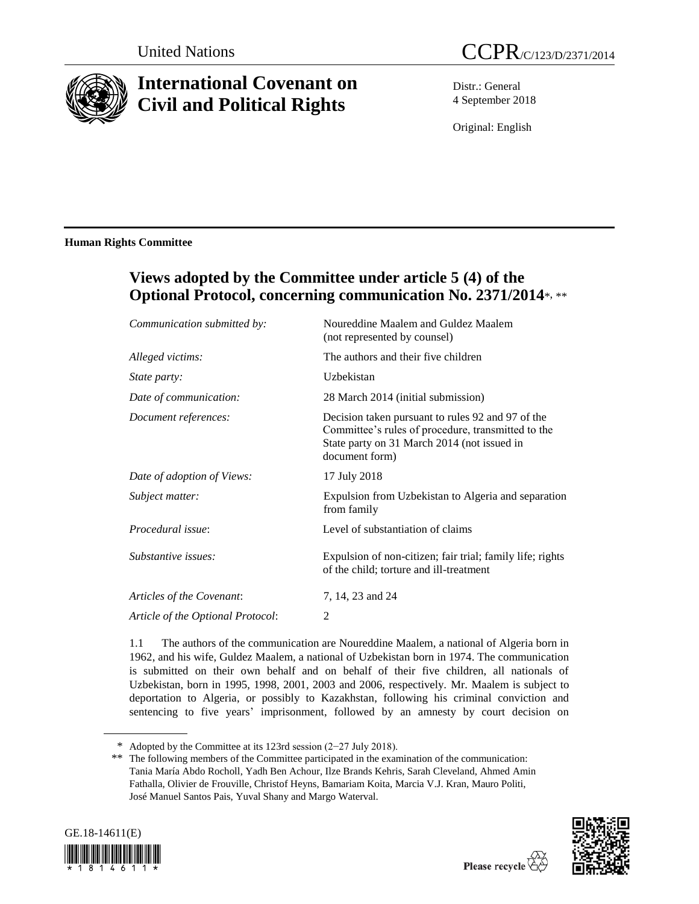United Nations

CCPR/C/123/D/2371/2014

# International Covenant on Civil and Political Rights

Distr.: General
4 September 2018

Original: English

**Human Rights Committee**

## Views adopted by the Committee under article 5 (4) of the Optional Protocol, concerning communication No. 2371/2014*, **

| | |
|---|---|
| *Communication submitted by:* | Noureddine Maalem and Guldez Maalem (not represented by counsel) |
| *Alleged victims:* | The authors and their five children |
| *State party:* | Uzbekistan |
| *Date of communication:* | 28 March 2014 (initial submission) |
| *Document references:* | Decision taken pursuant to rules 92 and 97 of the Committee's rules of procedure, transmitted to the State party on 31 March 2014 (not issued in document form) |
| *Date of adoption of Views:* | 17 July 2018 |
| *Subject matter:* | Expulsion from Uzbekistan to Algeria and separation from family |
| *Procedural issue*: | Level of substantiation of claims |
| *Substantive issues:* | Expulsion of non-citizen; fair trial; family life; rights of the child; torture and ill-treatment |
| *Articles of the Covenant*: | 7, 14, 23 and 24 |
| *Article of the Optional Protocol*: | 2 |

1.1 The authors of the communication are Noureddine Maalem, a national of Algeria born in 1962, and his wife, Guldez Maalem, a national of Uzbekistan born in 1974. The communication is submitted on their own behalf and on behalf of their five children, all nationals of Uzbekistan, born in 1995, 1998, 2001, 2003 and 2006, respectively. Mr. Maalem is subject to deportation to Algeria, or possibly to Kazakhstan, following his criminal conviction and sentencing to five years' imprisonment, followed by an amnesty by court decision on

\* Adopted by the Committee at its 123rd session (2−27 July 2018).

\** The following members of the Committee participated in the examination of the communication: Tania María Abdo Rocholl, Yadh Ben Achour, Ilze Brands Kehris, Sarah Cleveland, Ahmed Amin Fathalla, Olivier de Frouville, Christof Heyns, Bamariam Koita, Marcia V.J. Kran, Mauro Politi, José Manuel Santos Pais, Yuval Shany and Margo Waterval.

GE.18-14611(E)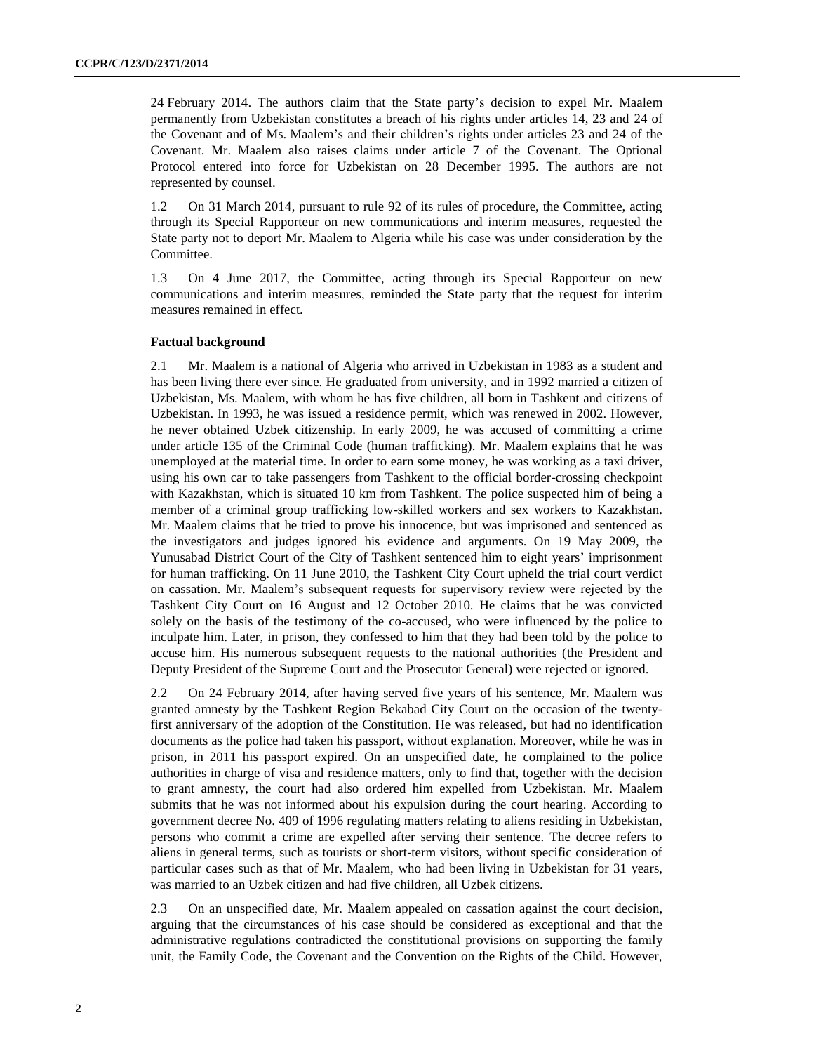24 February 2014. The authors claim that the State party's decision to expel Mr. Maalem permanently from Uzbekistan constitutes a breach of his rights under articles 14, 23 and 24 of the Covenant and of Ms. Maalem's and their children's rights under articles 23 and 24 of the Covenant. Mr. Maalem also raises claims under article 7 of the Covenant. The Optional Protocol entered into force for Uzbekistan on 28 December 1995. The authors are not represented by counsel.

1.2 On 31 March 2014, pursuant to rule 92 of its rules of procedure, the Committee, acting through its Special Rapporteur on new communications and interim measures, requested the State party not to deport Mr. Maalem to Algeria while his case was under consideration by the Committee.

1.3 On 4 June 2017, the Committee, acting through its Special Rapporteur on new communications and interim measures, reminded the State party that the request for interim measures remained in effect.

### Factual background

2.1 Mr. Maalem is a national of Algeria who arrived in Uzbekistan in 1983 as a student and has been living there ever since. He graduated from university, and in 1992 married a citizen of Uzbekistan, Ms. Maalem, with whom he has five children, all born in Tashkent and citizens of Uzbekistan. In 1993, he was issued a residence permit, which was renewed in 2002. However, he never obtained Uzbek citizenship. In early 2009, he was accused of committing a crime under article 135 of the Criminal Code (human trafficking). Mr. Maalem explains that he was unemployed at the material time. In order to earn some money, he was working as a taxi driver, using his own car to take passengers from Tashkent to the official border-crossing checkpoint with Kazakhstan, which is situated 10 km from Tashkent. The police suspected him of being a member of a criminal group trafficking low-skilled workers and sex workers to Kazakhstan. Mr. Maalem claims that he tried to prove his innocence, but was imprisoned and sentenced as the investigators and judges ignored his evidence and arguments. On 19 May 2009, the Yunusabad District Court of the City of Tashkent sentenced him to eight years' imprisonment for human trafficking. On 11 June 2010, the Tashkent City Court upheld the trial court verdict on cassation. Mr. Maalem's subsequent requests for supervisory review were rejected by the Tashkent City Court on 16 August and 12 October 2010. He claims that he was convicted solely on the basis of the testimony of the co-accused, who were influenced by the police to inculpate him. Later, in prison, they confessed to him that they had been told by the police to accuse him. His numerous subsequent requests to the national authorities (the President and Deputy President of the Supreme Court and the Prosecutor General) were rejected or ignored.

2.2 On 24 February 2014, after having served five years of his sentence, Mr. Maalem was granted amnesty by the Tashkent Region Bekabad City Court on the occasion of the twenty-first anniversary of the adoption of the Constitution. He was released, but had no identification documents as the police had taken his passport, without explanation. Moreover, while he was in prison, in 2011 his passport expired. On an unspecified date, he complained to the police authorities in charge of visa and residence matters, only to find that, together with the decision to grant amnesty, the court had also ordered him expelled from Uzbekistan. Mr. Maalem submits that he was not informed about his expulsion during the court hearing. According to government decree No. 409 of 1996 regulating matters relating to aliens residing in Uzbekistan, persons who commit a crime are expelled after serving their sentence. The decree refers to aliens in general terms, such as tourists or short-term visitors, without specific consideration of particular cases such as that of Mr. Maalem, who had been living in Uzbekistan for 31 years, was married to an Uzbek citizen and had five children, all Uzbek citizens.

2.3 On an unspecified date, Mr. Maalem appealed on cassation against the court decision, arguing that the circumstances of his case should be considered as exceptional and that the administrative regulations contradicted the constitutional provisions on supporting the family unit, the Family Code, the Covenant and the Convention on the Rights of the Child. However,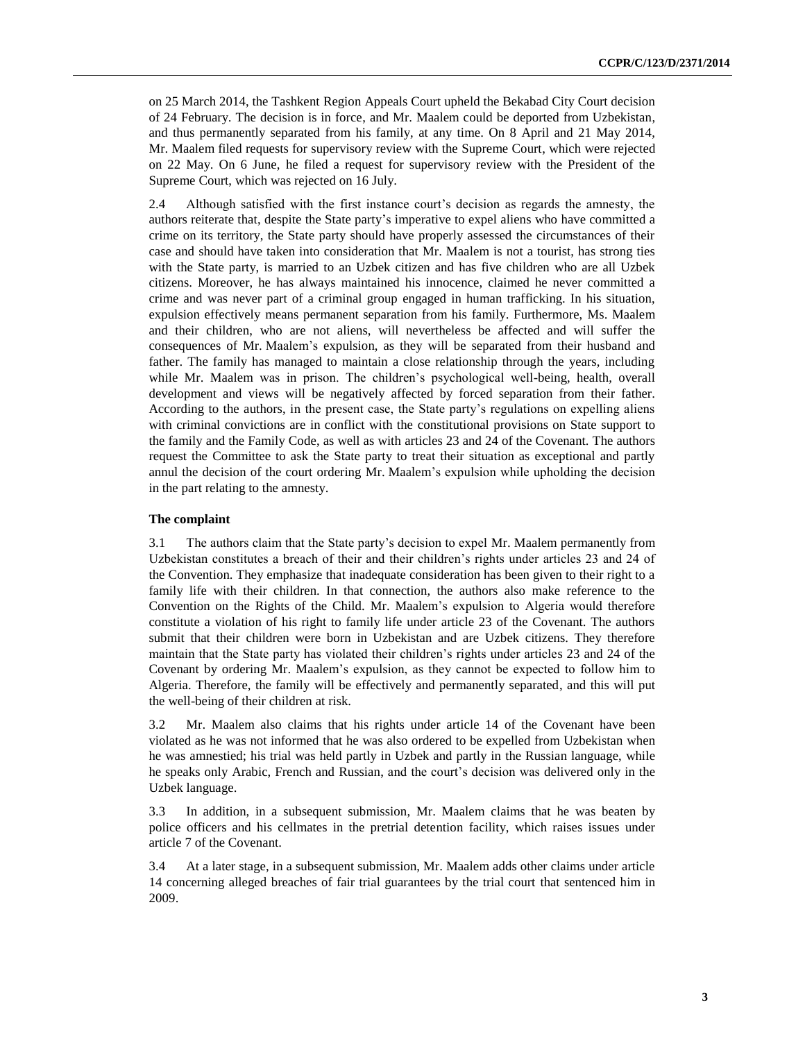on 25 March 2014, the Tashkent Region Appeals Court upheld the Bekabad City Court decision of 24 February. The decision is in force, and Mr. Maalem could be deported from Uzbekistan, and thus permanently separated from his family, at any time. On 8 April and 21 May 2014, Mr. Maalem filed requests for supervisory review with the Supreme Court, which were rejected on 22 May. On 6 June, he filed a request for supervisory review with the President of the Supreme Court, which was rejected on 16 July.

2.4 Although satisfied with the first instance court's decision as regards the amnesty, the authors reiterate that, despite the State party's imperative to expel aliens who have committed a crime on its territory, the State party should have properly assessed the circumstances of their case and should have taken into consideration that Mr. Maalem is not a tourist, has strong ties with the State party, is married to an Uzbek citizen and has five children who are all Uzbek citizens. Moreover, he has always maintained his innocence, claimed he never committed a crime and was never part of a criminal group engaged in human trafficking. In his situation, expulsion effectively means permanent separation from his family. Furthermore, Ms. Maalem and their children, who are not aliens, will nevertheless be affected and will suffer the consequences of Mr. Maalem's expulsion, as they will be separated from their husband and father. The family has managed to maintain a close relationship through the years, including while Mr. Maalem was in prison. The children's psychological well-being, health, overall development and views will be negatively affected by forced separation from their father. According to the authors, in the present case, the State party's regulations on expelling aliens with criminal convictions are in conflict with the constitutional provisions on State support to the family and the Family Code, as well as with articles 23 and 24 of the Covenant. The authors request the Committee to ask the State party to treat their situation as exceptional and partly annul the decision of the court ordering Mr. Maalem's expulsion while upholding the decision in the part relating to the amnesty.

### The complaint

3.1 The authors claim that the State party's decision to expel Mr. Maalem permanently from Uzbekistan constitutes a breach of their and their children's rights under articles 23 and 24 of the Convention. They emphasize that inadequate consideration has been given to their right to a family life with their children. In that connection, the authors also make reference to the Convention on the Rights of the Child. Mr. Maalem's expulsion to Algeria would therefore constitute a violation of his right to family life under article 23 of the Covenant. The authors submit that their children were born in Uzbekistan and are Uzbek citizens. They therefore maintain that the State party has violated their children's rights under articles 23 and 24 of the Covenant by ordering Mr. Maalem's expulsion, as they cannot be expected to follow him to Algeria. Therefore, the family will be effectively and permanently separated, and this will put the well-being of their children at risk.

3.2 Mr. Maalem also claims that his rights under article 14 of the Covenant have been violated as he was not informed that he was also ordered to be expelled from Uzbekistan when he was amnestied; his trial was held partly in Uzbek and partly in the Russian language, while he speaks only Arabic, French and Russian, and the court's decision was delivered only in the Uzbek language.

3.3 In addition, in a subsequent submission, Mr. Maalem claims that he was beaten by police officers and his cellmates in the pretrial detention facility, which raises issues under article 7 of the Covenant.

3.4 At a later stage, in a subsequent submission, Mr. Maalem adds other claims under article 14 concerning alleged breaches of fair trial guarantees by the trial court that sentenced him in 2009.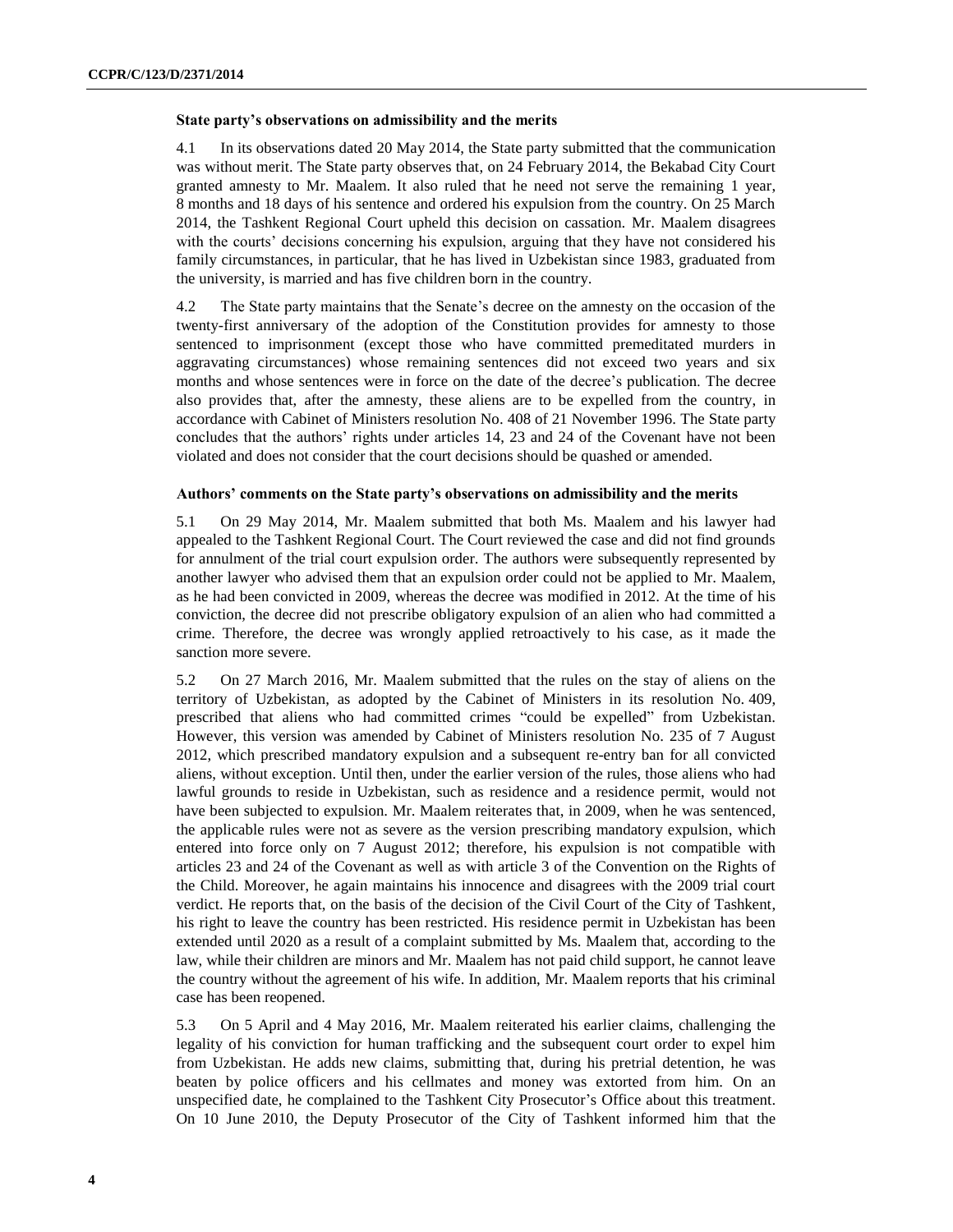### State party's observations on admissibility and the merits

4.1 In its observations dated 20 May 2014, the State party submitted that the communication was without merit. The State party observes that, on 24 February 2014, the Bekabad City Court granted amnesty to Mr. Maalem. It also ruled that he need not serve the remaining 1 year, 8 months and 18 days of his sentence and ordered his expulsion from the country. On 25 March 2014, the Tashkent Regional Court upheld this decision on cassation. Mr. Maalem disagrees with the courts' decisions concerning his expulsion, arguing that they have not considered his family circumstances, in particular, that he has lived in Uzbekistan since 1983, graduated from the university, is married and has five children born in the country.

4.2 The State party maintains that the Senate's decree on the amnesty on the occasion of the twenty-first anniversary of the adoption of the Constitution provides for amnesty to those sentenced to imprisonment (except those who have committed premeditated murders in aggravating circumstances) whose remaining sentences did not exceed two years and six months and whose sentences were in force on the date of the decree's publication. The decree also provides that, after the amnesty, these aliens are to be expelled from the country, in accordance with Cabinet of Ministers resolution No. 408 of 21 November 1996. The State party concludes that the authors' rights under articles 14, 23 and 24 of the Covenant have not been violated and does not consider that the court decisions should be quashed or amended.

### Authors' comments on the State party's observations on admissibility and the merits

5.1 On 29 May 2014, Mr. Maalem submitted that both Ms. Maalem and his lawyer had appealed to the Tashkent Regional Court. The Court reviewed the case and did not find grounds for annulment of the trial court expulsion order. The authors were subsequently represented by another lawyer who advised them that an expulsion order could not be applied to Mr. Maalem, as he had been convicted in 2009, whereas the decree was modified in 2012. At the time of his conviction, the decree did not prescribe obligatory expulsion of an alien who had committed a crime. Therefore, the decree was wrongly applied retroactively to his case, as it made the sanction more severe.

5.2 On 27 March 2016, Mr. Maalem submitted that the rules on the stay of aliens on the territory of Uzbekistan, as adopted by the Cabinet of Ministers in its resolution No. 409, prescribed that aliens who had committed crimes "could be expelled" from Uzbekistan. However, this version was amended by Cabinet of Ministers resolution No. 235 of 7 August 2012, which prescribed mandatory expulsion and a subsequent re-entry ban for all convicted aliens, without exception. Until then, under the earlier version of the rules, those aliens who had lawful grounds to reside in Uzbekistan, such as residence and a residence permit, would not have been subjected to expulsion. Mr. Maalem reiterates that, in 2009, when he was sentenced, the applicable rules were not as severe as the version prescribing mandatory expulsion, which entered into force only on 7 August 2012; therefore, his expulsion is not compatible with articles 23 and 24 of the Covenant as well as with article 3 of the Convention on the Rights of the Child. Moreover, he again maintains his innocence and disagrees with the 2009 trial court verdict. He reports that, on the basis of the decision of the Civil Court of the City of Tashkent, his right to leave the country has been restricted. His residence permit in Uzbekistan has been extended until 2020 as a result of a complaint submitted by Ms. Maalem that, according to the law, while their children are minors and Mr. Maalem has not paid child support, he cannot leave the country without the agreement of his wife. In addition, Mr. Maalem reports that his criminal case has been reopened.

5.3 On 5 April and 4 May 2016, Mr. Maalem reiterated his earlier claims, challenging the legality of his conviction for human trafficking and the subsequent court order to expel him from Uzbekistan. He adds new claims, submitting that, during his pretrial detention, he was beaten by police officers and his cellmates and money was extorted from him. On an unspecified date, he complained to the Tashkent City Prosecutor's Office about this treatment. On 10 June 2010, the Deputy Prosecutor of the City of Tashkent informed him that the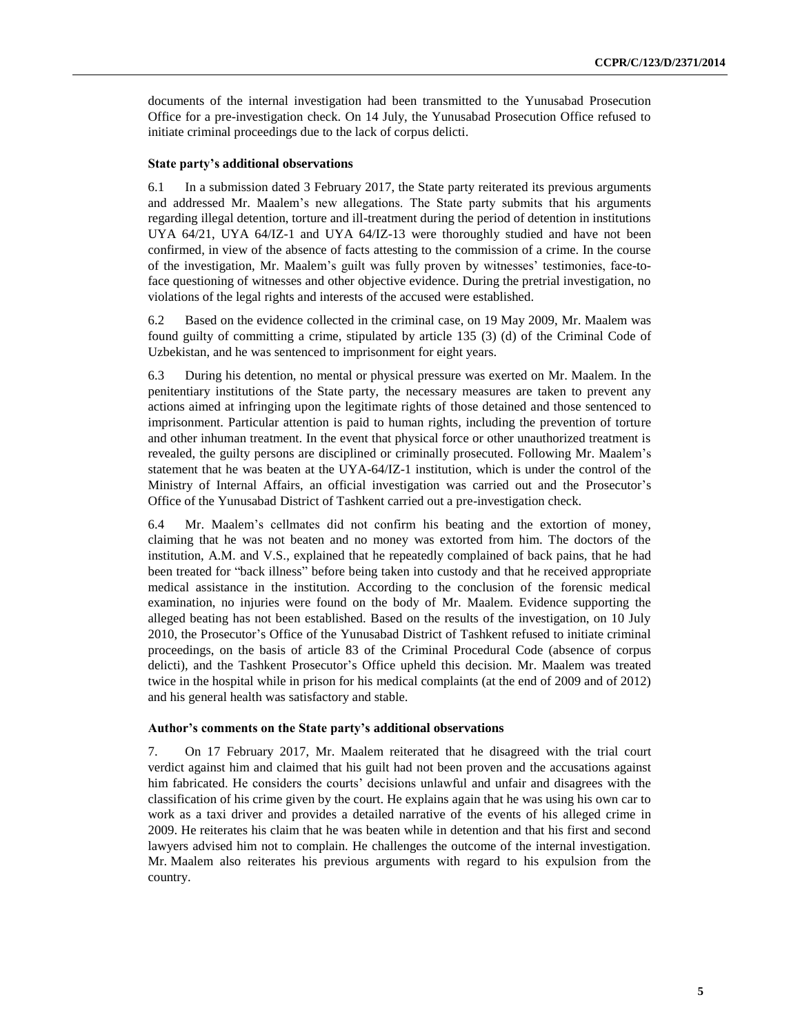documents of the internal investigation had been transmitted to the Yunusabad Prosecution Office for a pre-investigation check. On 14 July, the Yunusabad Prosecution Office refused to initiate criminal proceedings due to the lack of corpus delicti.

**State party's additional observations**

6.1 In a submission dated 3 February 2017, the State party reiterated its previous arguments and addressed Mr. Maalem's new allegations. The State party submits that his arguments regarding illegal detention, torture and ill-treatment during the period of detention in institutions UYA 64/21, UYA 64/IZ-1 and UYA 64/IZ-13 were thoroughly studied and have not been confirmed, in view of the absence of facts attesting to the commission of a crime. In the course of the investigation, Mr. Maalem's guilt was fully proven by witnesses' testimonies, face-to-face questioning of witnesses and other objective evidence. During the pretrial investigation, no violations of the legal rights and interests of the accused were established.

6.2 Based on the evidence collected in the criminal case, on 19 May 2009, Mr. Maalem was found guilty of committing a crime, stipulated by article 135 (3) (d) of the Criminal Code of Uzbekistan, and he was sentenced to imprisonment for eight years.

6.3 During his detention, no mental or physical pressure was exerted on Mr. Maalem. In the penitentiary institutions of the State party, the necessary measures are taken to prevent any actions aimed at infringing upon the legitimate rights of those detained and those sentenced to imprisonment. Particular attention is paid to human rights, including the prevention of torture and other inhuman treatment. In the event that physical force or other unauthorized treatment is revealed, the guilty persons are disciplined or criminally prosecuted. Following Mr. Maalem's statement that he was beaten at the UYA-64/IZ-1 institution, which is under the control of the Ministry of Internal Affairs, an official investigation was carried out and the Prosecutor's Office of the Yunusabad District of Tashkent carried out a pre-investigation check.

6.4 Mr. Maalem's cellmates did not confirm his beating and the extortion of money, claiming that he was not beaten and no money was extorted from him. The doctors of the institution, A.M. and V.S., explained that he repeatedly complained of back pains, that he had been treated for "back illness" before being taken into custody and that he received appropriate medical assistance in the institution. According to the conclusion of the forensic medical examination, no injuries were found on the body of Mr. Maalem. Evidence supporting the alleged beating has not been established. Based on the results of the investigation, on 10 July 2010, the Prosecutor's Office of the Yunusabad District of Tashkent refused to initiate criminal proceedings, on the basis of article 83 of the Criminal Procedural Code (absence of corpus delicti), and the Tashkent Prosecutor's Office upheld this decision. Mr. Maalem was treated twice in the hospital while in prison for his medical complaints (at the end of 2009 and of 2012) and his general health was satisfactory and stable.

**Author's comments on the State party's additional observations**

7. On 17 February 2017, Mr. Maalem reiterated that he disagreed with the trial court verdict against him and claimed that his guilt had not been proven and the accusations against him fabricated. He considers the courts' decisions unlawful and unfair and disagrees with the classification of his crime given by the court. He explains again that he was using his own car to work as a taxi driver and provides a detailed narrative of the events of his alleged crime in 2009. He reiterates his claim that he was beaten while in detention and that his first and second lawyers advised him not to complain. He challenges the outcome of the internal investigation. Mr. Maalem also reiterates his previous arguments with regard to his expulsion from the country.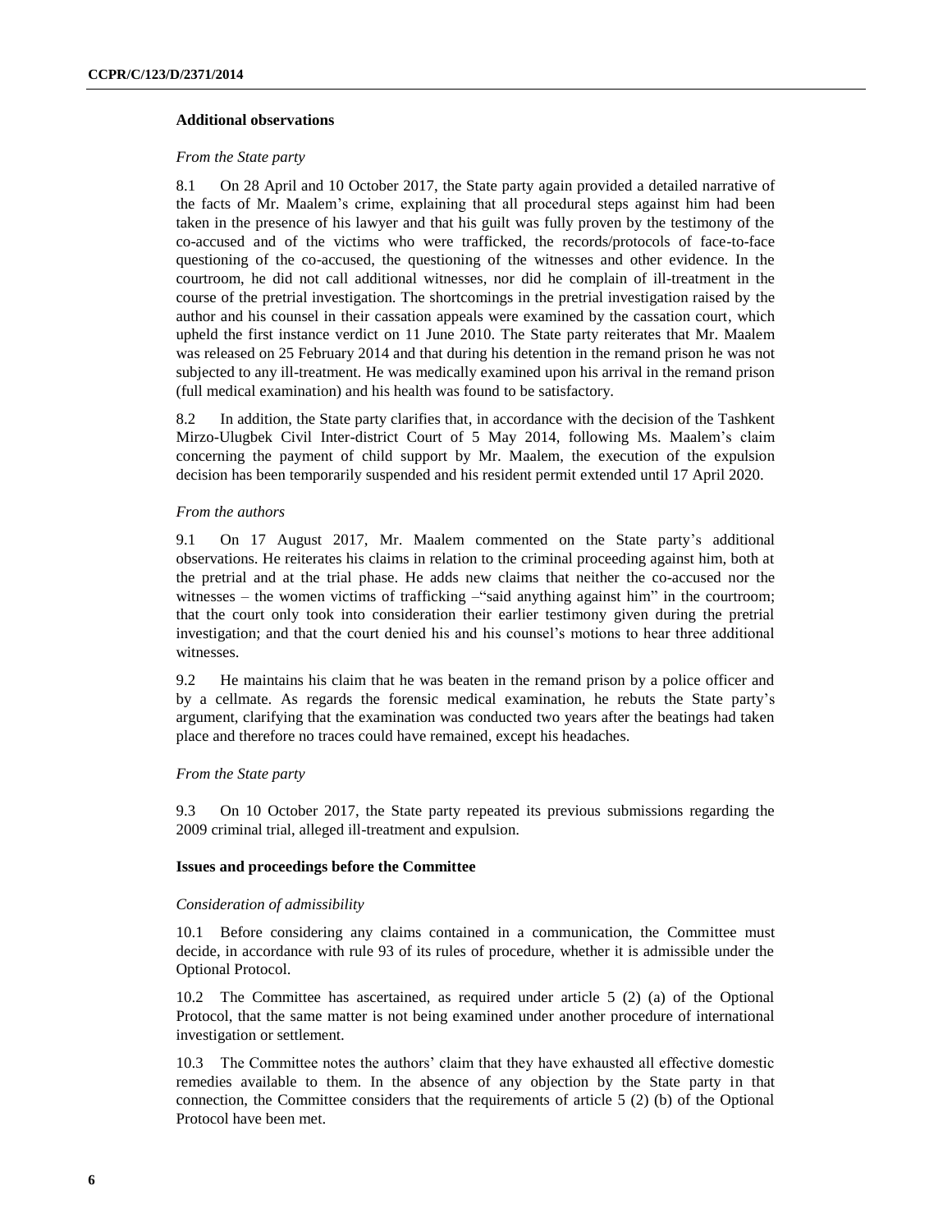**Additional observations**

*From the State party*

8.1 On 28 April and 10 October 2017, the State party again provided a detailed narrative of the facts of Mr. Maalem's crime, explaining that all procedural steps against him had been taken in the presence of his lawyer and that his guilt was fully proven by the testimony of the co-accused and of the victims who were trafficked, the records/protocols of face-to-face questioning of the co-accused, the questioning of the witnesses and other evidence. In the courtroom, he did not call additional witnesses, nor did he complain of ill-treatment in the course of the pretrial investigation. The shortcomings in the pretrial investigation raised by the author and his counsel in their cassation appeals were examined by the cassation court, which upheld the first instance verdict on 11 June 2010. The State party reiterates that Mr. Maalem was released on 25 February 2014 and that during his detention in the remand prison he was not subjected to any ill-treatment. He was medically examined upon his arrival in the remand prison (full medical examination) and his health was found to be satisfactory.

8.2 In addition, the State party clarifies that, in accordance with the decision of the Tashkent Mirzo-Ulugbek Civil Inter-district Court of 5 May 2014, following Ms. Maalem's claim concerning the payment of child support by Mr. Maalem, the execution of the expulsion decision has been temporarily suspended and his resident permit extended until 17 April 2020.

*From the authors*

9.1 On 17 August 2017, Mr. Maalem commented on the State party's additional observations. He reiterates his claims in relation to the criminal proceeding against him, both at the pretrial and at the trial phase. He adds new claims that neither the co-accused nor the witnesses – the women victims of trafficking –"said anything against him" in the courtroom; that the court only took into consideration their earlier testimony given during the pretrial investigation; and that the court denied his and his counsel's motions to hear three additional witnesses.

9.2 He maintains his claim that he was beaten in the remand prison by a police officer and by a cellmate. As regards the forensic medical examination, he rebuts the State party's argument, clarifying that the examination was conducted two years after the beatings had taken place and therefore no traces could have remained, except his headaches.

*From the State party*

9.3 On 10 October 2017, the State party repeated its previous submissions regarding the 2009 criminal trial, alleged ill-treatment and expulsion.

**Issues and proceedings before the Committee**

*Consideration of admissibility*

10.1 Before considering any claims contained in a communication, the Committee must decide, in accordance with rule 93 of its rules of procedure, whether it is admissible under the Optional Protocol.

10.2 The Committee has ascertained, as required under article 5 (2) (a) of the Optional Protocol, that the same matter is not being examined under another procedure of international investigation or settlement.

10.3 The Committee notes the authors' claim that they have exhausted all effective domestic remedies available to them. In the absence of any objection by the State party in that connection, the Committee considers that the requirements of article 5 (2) (b) of the Optional Protocol have been met.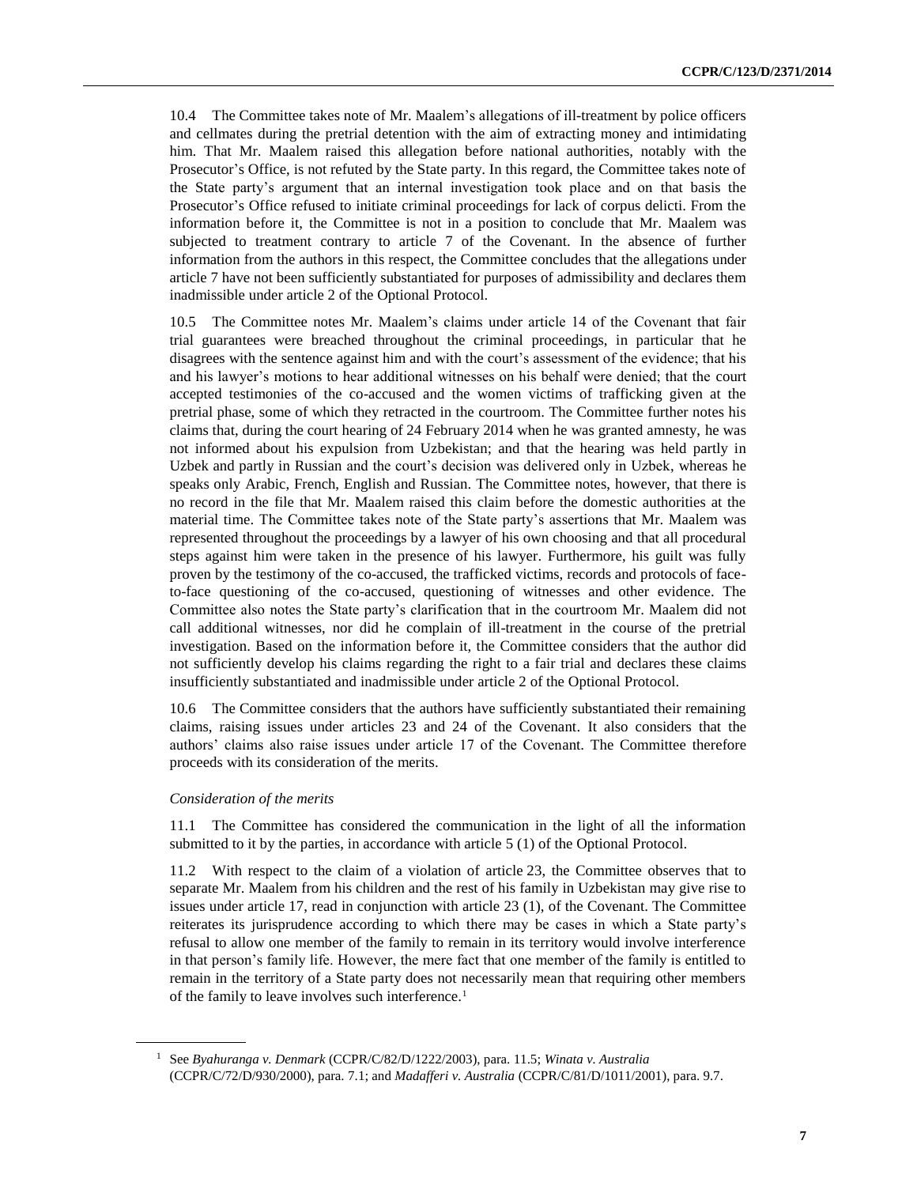10.4 The Committee takes note of Mr. Maalem's allegations of ill-treatment by police officers and cellmates during the pretrial detention with the aim of extracting money and intimidating him. That Mr. Maalem raised this allegation before national authorities, notably with the Prosecutor's Office, is not refuted by the State party. In this regard, the Committee takes note of the State party's argument that an internal investigation took place and on that basis the Prosecutor's Office refused to initiate criminal proceedings for lack of corpus delicti. From the information before it, the Committee is not in a position to conclude that Mr. Maalem was subjected to treatment contrary to article 7 of the Covenant. In the absence of further information from the authors in this respect, the Committee concludes that the allegations under article 7 have not been sufficiently substantiated for purposes of admissibility and declares them inadmissible under article 2 of the Optional Protocol.

10.5 The Committee notes Mr. Maalem's claims under article 14 of the Covenant that fair trial guarantees were breached throughout the criminal proceedings, in particular that he disagrees with the sentence against him and with the court's assessment of the evidence; that his and his lawyer's motions to hear additional witnesses on his behalf were denied; that the court accepted testimonies of the co-accused and the women victims of trafficking given at the pretrial phase, some of which they retracted in the courtroom. The Committee further notes his claims that, during the court hearing of 24 February 2014 when he was granted amnesty, he was not informed about his expulsion from Uzbekistan; and that the hearing was held partly in Uzbek and partly in Russian and the court's decision was delivered only in Uzbek, whereas he speaks only Arabic, French, English and Russian. The Committee notes, however, that there is no record in the file that Mr. Maalem raised this claim before the domestic authorities at the material time. The Committee takes note of the State party's assertions that Mr. Maalem was represented throughout the proceedings by a lawyer of his own choosing and that all procedural steps against him were taken in the presence of his lawyer. Furthermore, his guilt was fully proven by the testimony of the co-accused, the trafficked victims, records and protocols of face-to-face questioning of the co-accused, questioning of witnesses and other evidence. The Committee also notes the State party's clarification that in the courtroom Mr. Maalem did not call additional witnesses, nor did he complain of ill-treatment in the course of the pretrial investigation. Based on the information before it, the Committee considers that the author did not sufficiently develop his claims regarding the right to a fair trial and declares these claims insufficiently substantiated and inadmissible under article 2 of the Optional Protocol.

10.6 The Committee considers that the authors have sufficiently substantiated their remaining claims, raising issues under articles 23 and 24 of the Covenant. It also considers that the authors' claims also raise issues under article 17 of the Covenant. The Committee therefore proceeds with its consideration of the merits.

*Consideration of the merits*

11.1 The Committee has considered the communication in the light of all the information submitted to it by the parties, in accordance with article 5 (1) of the Optional Protocol.

11.2 With respect to the claim of a violation of article 23, the Committee observes that to separate Mr. Maalem from his children and the rest of his family in Uzbekistan may give rise to issues under article 17, read in conjunction with article 23 (1), of the Covenant. The Committee reiterates its jurisprudence according to which there may be cases in which a State party's refusal to allow one member of the family to remain in its territory would involve interference in that person's family life. However, the mere fact that one member of the family is entitled to remain in the territory of a State party does not necessarily mean that requiring other members of the family to leave involves such interference.[1]

[1] See *Byahuranga v. Denmark* (CCPR/C/82/D/1222/2003), para. 11.5; *Winata v. Australia* (CCPR/C/72/D/930/2000), para. 7.1; and *Madafferi v. Australia* (CCPR/C/81/D/1011/2001), para. 9.7.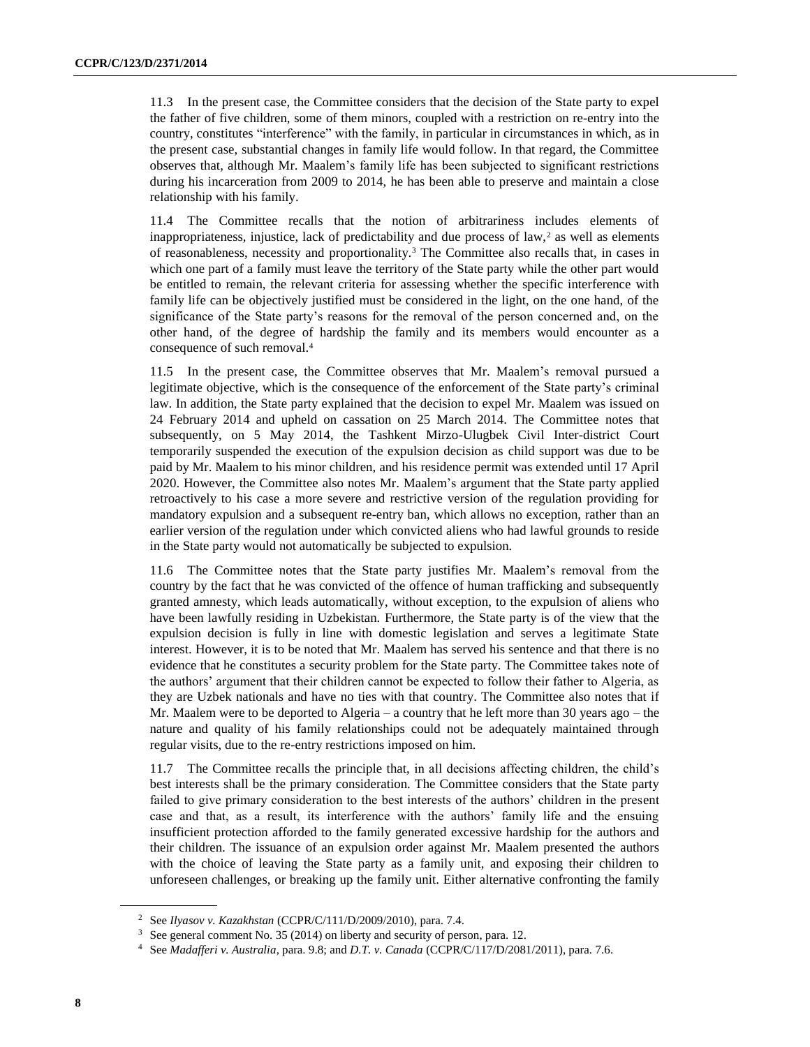11.3 In the present case, the Committee considers that the decision of the State party to expel the father of five children, some of them minors, coupled with a restriction on re-entry into the country, constitutes "interference" with the family, in particular in circumstances in which, as in the present case, substantial changes in family life would follow. In that regard, the Committee observes that, although Mr. Maalem's family life has been subjected to significant restrictions during his incarceration from 2009 to 2014, he has been able to preserve and maintain a close relationship with his family.

11.4 The Committee recalls that the notion of arbitrariness includes elements of inappropriateness, injustice, lack of predictability and due process of law,[2] as well as elements of reasonableness, necessity and proportionality.[3] The Committee also recalls that, in cases in which one part of a family must leave the territory of the State party while the other part would be entitled to remain, the relevant criteria for assessing whether the specific interference with family life can be objectively justified must be considered in the light, on the one hand, of the significance of the State party's reasons for the removal of the person concerned and, on the other hand, of the degree of hardship the family and its members would encounter as a consequence of such removal.[4]

11.5 In the present case, the Committee observes that Mr. Maalem's removal pursued a legitimate objective, which is the consequence of the enforcement of the State party's criminal law. In addition, the State party explained that the decision to expel Mr. Maalem was issued on 24 February 2014 and upheld on cassation on 25 March 2014. The Committee notes that subsequently, on 5 May 2014, the Tashkent Mirzo-Ulugbek Civil Inter-district Court temporarily suspended the execution of the expulsion decision as child support was due to be paid by Mr. Maalem to his minor children, and his residence permit was extended until 17 April 2020. However, the Committee also notes Mr. Maalem's argument that the State party applied retroactively to his case a more severe and restrictive version of the regulation providing for mandatory expulsion and a subsequent re-entry ban, which allows no exception, rather than an earlier version of the regulation under which convicted aliens who had lawful grounds to reside in the State party would not automatically be subjected to expulsion.

11.6 The Committee notes that the State party justifies Mr. Maalem's removal from the country by the fact that he was convicted of the offence of human trafficking and subsequently granted amnesty, which leads automatically, without exception, to the expulsion of aliens who have been lawfully residing in Uzbekistan. Furthermore, the State party is of the view that the expulsion decision is fully in line with domestic legislation and serves a legitimate State interest. However, it is to be noted that Mr. Maalem has served his sentence and that there is no evidence that he constitutes a security problem for the State party. The Committee takes note of the authors' argument that their children cannot be expected to follow their father to Algeria, as they are Uzbek nationals and have no ties with that country. The Committee also notes that if Mr. Maalem were to be deported to Algeria – a country that he left more than 30 years ago – the nature and quality of his family relationships could not be adequately maintained through regular visits, due to the re-entry restrictions imposed on him.

11.7 The Committee recalls the principle that, in all decisions affecting children, the child's best interests shall be the primary consideration. The Committee considers that the State party failed to give primary consideration to the best interests of the authors' children in the present case and that, as a result, its interference with the authors' family life and the ensuing insufficient protection afforded to the family generated excessive hardship for the authors and their children. The issuance of an expulsion order against Mr. Maalem presented the authors with the choice of leaving the State party as a family unit, and exposing their children to unforeseen challenges, or breaking up the family unit. Either alternative confronting the family

---

[2] See *Ilyasov v. Kazakhstan* (CCPR/C/111/D/2009/2010), para. 7.4.

[3] See general comment No. 35 (2014) on liberty and security of person, para. 12.

[4] See *Madafferi v. Australia*, para. 9.8; and *D.T. v. Canada* (CCPR/C/117/D/2081/2011), para. 7.6.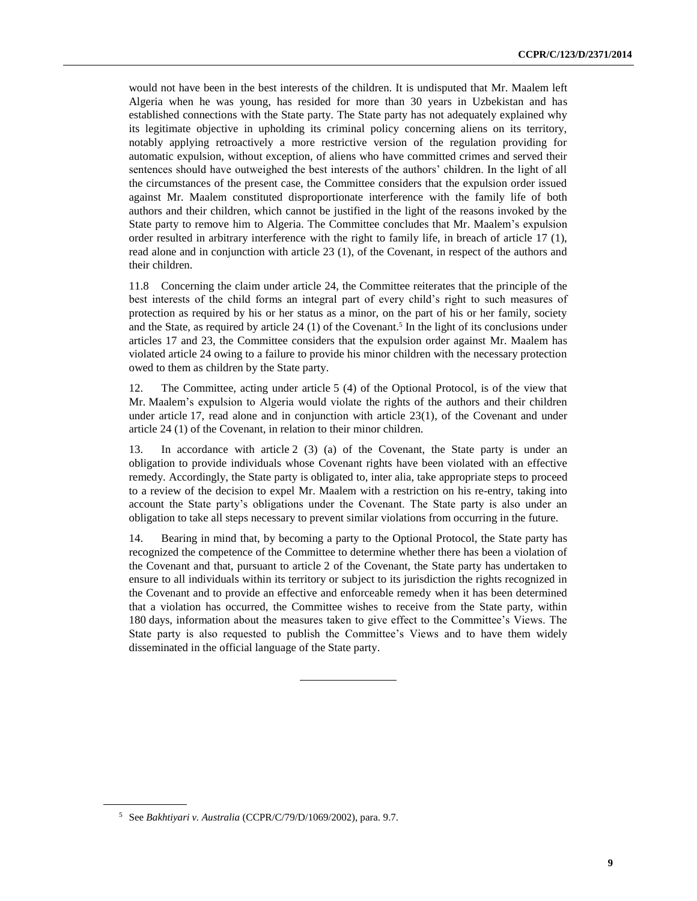would not have been in the best interests of the children. It is undisputed that Mr. Maalem left Algeria when he was young, has resided for more than 30 years in Uzbekistan and has established connections with the State party. The State party has not adequately explained why its legitimate objective in upholding its criminal policy concerning aliens on its territory, notably applying retroactively a more restrictive version of the regulation providing for automatic expulsion, without exception, of aliens who have committed crimes and served their sentences should have outweighed the best interests of the authors' children. In the light of all the circumstances of the present case, the Committee considers that the expulsion order issued against Mr. Maalem constituted disproportionate interference with the family life of both authors and their children, which cannot be justified in the light of the reasons invoked by the State party to remove him to Algeria. The Committee concludes that Mr. Maalem's expulsion order resulted in arbitrary interference with the right to family life, in breach of article 17 (1), read alone and in conjunction with article 23 (1), of the Covenant, in respect of the authors and their children.

11.8 Concerning the claim under article 24, the Committee reiterates that the principle of the best interests of the child forms an integral part of every child's right to such measures of protection as required by his or her status as a minor, on the part of his or her family, society and the State, as required by article 24 (1) of the Covenant.[5] In the light of its conclusions under articles 17 and 23, the Committee considers that the expulsion order against Mr. Maalem has violated article 24 owing to a failure to provide his minor children with the necessary protection owed to them as children by the State party.

12. The Committee, acting under article 5 (4) of the Optional Protocol, is of the view that Mr. Maalem's expulsion to Algeria would violate the rights of the authors and their children under article 17, read alone and in conjunction with article 23(1), of the Covenant and under article 24 (1) of the Covenant, in relation to their minor children.

13. In accordance with article 2 (3) (a) of the Covenant, the State party is under an obligation to provide individuals whose Covenant rights have been violated with an effective remedy. Accordingly, the State party is obligated to, inter alia, take appropriate steps to proceed to a review of the decision to expel Mr. Maalem with a restriction on his re-entry, taking into account the State party's obligations under the Covenant. The State party is also under an obligation to take all steps necessary to prevent similar violations from occurring in the future.

14. Bearing in mind that, by becoming a party to the Optional Protocol, the State party has recognized the competence of the Committee to determine whether there has been a violation of the Covenant and that, pursuant to article 2 of the Covenant, the State party has undertaken to ensure to all individuals within its territory or subject to its jurisdiction the rights recognized in the Covenant and to provide an effective and enforceable remedy when it has been determined that a violation has occurred, the Committee wishes to receive from the State party, within 180 days, information about the measures taken to give effect to the Committee's Views. The State party is also requested to publish the Committee's Views and to have them widely disseminated in the official language of the State party.

---

[5] See *Bakhtiyari v. Australia* (CCPR/C/79/D/1069/2002), para. 9.7.